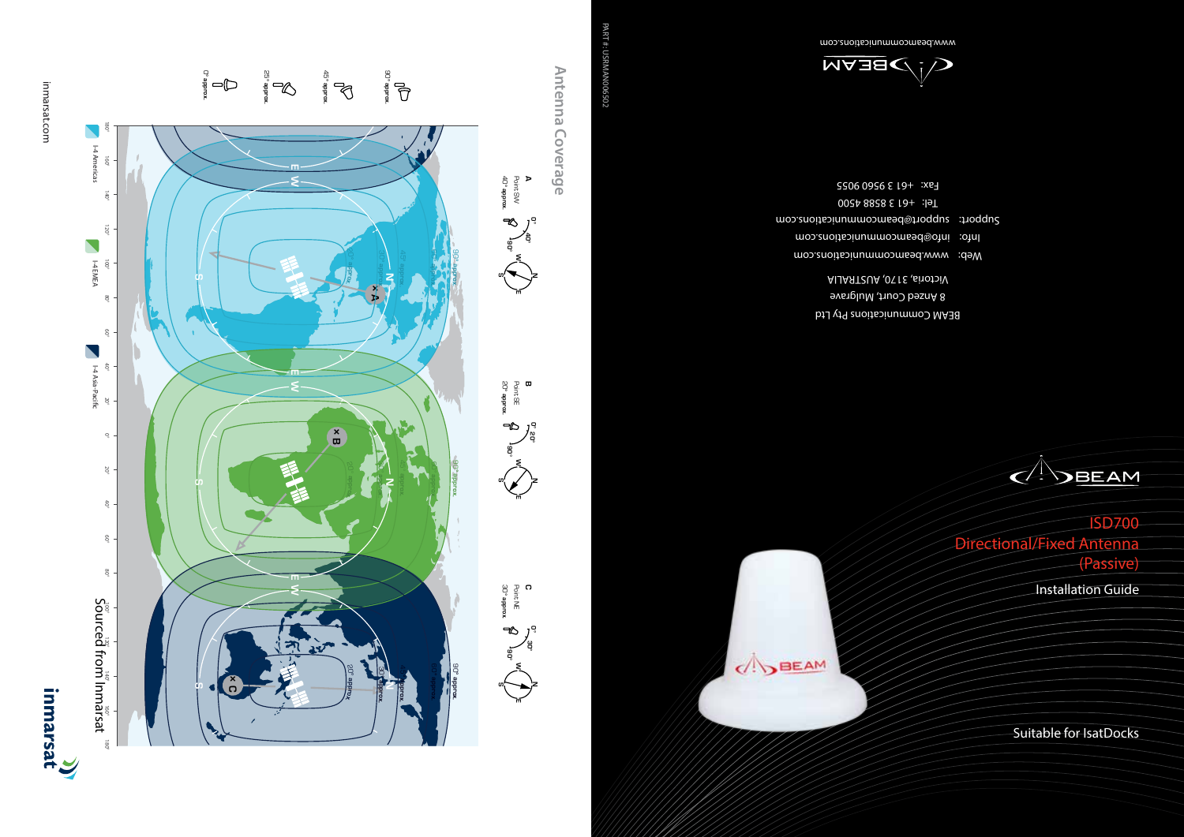# ISD700 Directional/Fixed Antenna (Passive)

## Installation Guide

Suitable for IsatDocks

BEAM

---

BEAM Communications Pty Ltd

8 Anzed Court, Mulgrave

Victoria, 3170, AUSTRALIA

Web: www.beamcommunications.com

Info: info@beamcommunications.com

Support: support@beamcommunications.com

Tel: +61 3 8588 4500

Fax: +61 3 9560 9055

www.beamcommunications.com

PART #: USRMAN006502

---

## Antenna Coverage

**A**
Point SW
40° approx.

**B**
Point SE
20° approx.

**C**
Point NE
30° approx.

90° approx.
45° approx.
25° approx.
0° approx.

I-4 Americas

I-4 EMEA

I-4 Asia-Pacific

Sourced from Inmarsat

inmarsat

inmarsat.com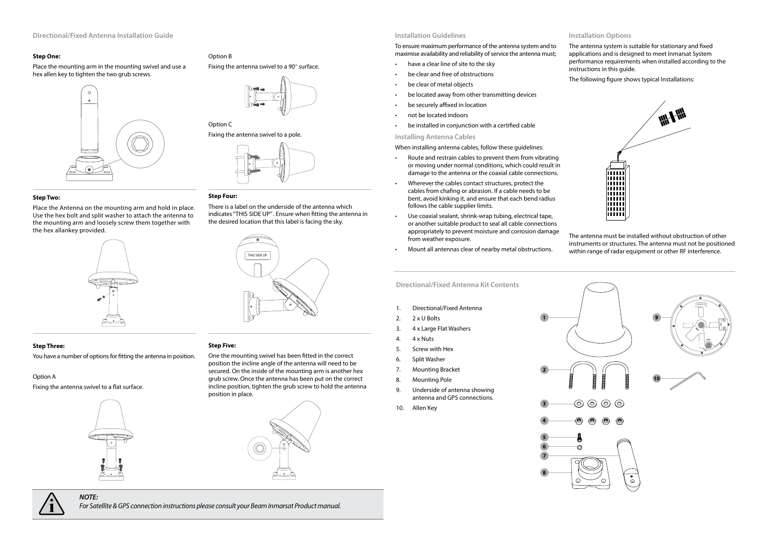## Directional/Fixed Antenna Installation Guide

**Step One:**

Place the mounting arm in the mounting swivel and use a hex allen key to tighten the two grub screws.

**Step Two:**

Place the Antenna on the mounting arm and hold in place. Use the hex bolt and split washer to attach the antenna to the mounting arm and loosely screw them together with the hex allankey provided.

**Step Three:**

You have a number of options for fitting the antenna in position.

Option A

Fixing the antenna swivel to a flat surface.

Option B

Fixing the antenna swivel to a 90° surface.

Option C

Fixing the antenna swivel to a pole.

**Step Four:**

There is a label on the underside of the antenna which indicates "THIS SIDE UP". Ensure when fitting the antenna in the desired location that this label is facing the sky.

THIS SIDE UP

**Step Five:**

One the mounting swivel has been fitted in the correct position the incline angle of the antenna will need to be secured. On the inside of the mounting arm is another hex grub screw. Once the antenna has been put on the correct incline position, tighten the grub screw to hold the antenna position in place.

***NOTE:***

*For Satellite & GPS connection instructions please consult your Beam Inmarsat Product manual.*

## Installation Guidelines

To ensure maximum performance of the antenna system and to maximise availability and reliability of service the antenna must;

- have a clear line of site to the sky
- be clear and free of obstructions
- be clear of metal objects
- be located away from other transmitting devices
- be securely affixed in location
- not be located indoors
- be installed in conjunction with a certified cable

## Installing Antenna Cables

When installing antenna cables, follow these guidelines:

- Route and restrain cables to prevent them from vibrating or moving under normal conditions, which could result in damage to the antenna or the coaxial cable connections.
- Wherever the cables contact structures, protect the cables from chafing or abrasion. If a cable needs to be bent, avoid kinking it, and ensure that each bend radius follows the cable supplier limits.
- Use coaxial sealant, shrink-wrap tubing, electrical tape, or another suitable product to seal all cable connections appropriately to prevent moisture and corrosion damage from weather exposure.
- Mount all antennas clear of nearby metal obstructions.

## Installation Options

The antenna system is suitable for stationary and fixed applications and is designed to meet Inmarsat System performance requirements when installed according to the instructions in this guide.

The following figure shows typical Installations:

The antenna must be installed without obstruction of other instruments or structures. The antenna must not be positioned within range of radar equipment or other RF interference.

## Directional/Fixed Antenna Kit Contents

1. Directional/Fixed Antenna
2. 2 x U Bolts
3. 4 x Large Flat Washers
4. 4 x Nuts
5. Screw with Hex
6. Split Washer
7. Mounting Bracket
8. Mounting Pole
9. Underside of antenna showing antenna and GPS connections.
10. Allen Key